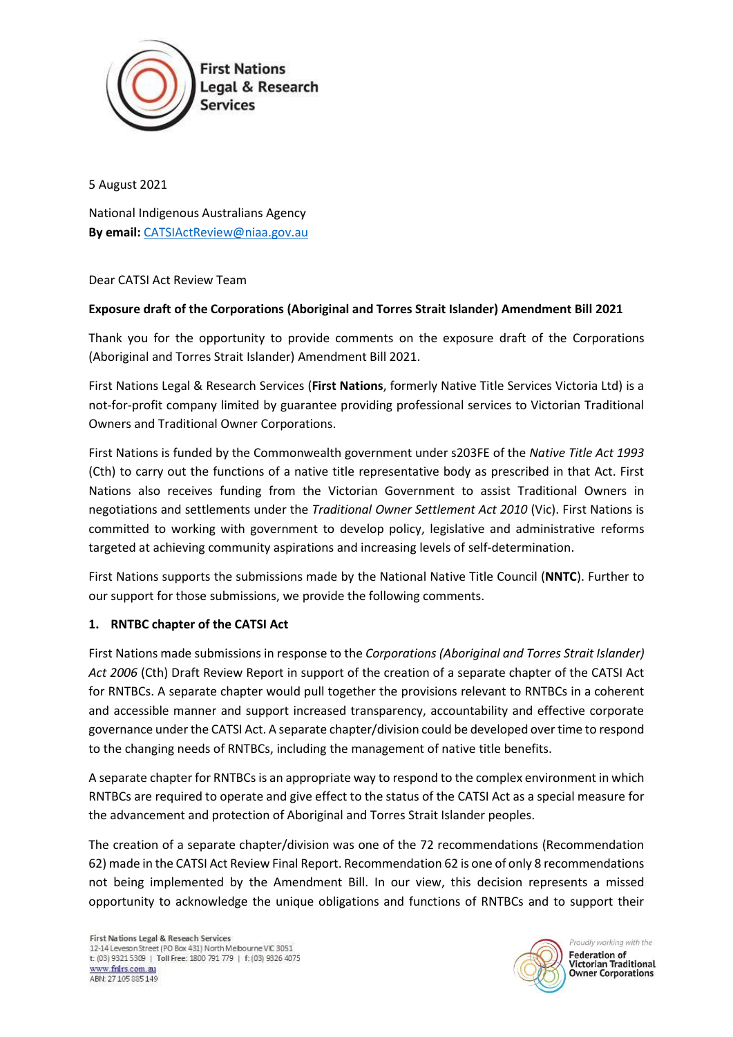First Nations Legal & Research Services

5 August 2021

National Indigenous Australians Agency
**By email:** CATSIActReview@niaa.gov.au

Dear CATSI Act Review Team

**Exposure draft of the Corporations (Aboriginal and Torres Strait Islander) Amendment Bill 2021**

Thank you for the opportunity to provide comments on the exposure draft of the Corporations (Aboriginal and Torres Strait Islander) Amendment Bill 2021.

First Nations Legal & Research Services (**First Nations**, formerly Native Title Services Victoria Ltd) is a not-for-profit company limited by guarantee providing professional services to Victorian Traditional Owners and Traditional Owner Corporations.

First Nations is funded by the Commonwealth government under s203FE of the *Native Title Act 1993* (Cth) to carry out the functions of a native title representative body as prescribed in that Act. First Nations also receives funding from the Victorian Government to assist Traditional Owners in negotiations and settlements under the *Traditional Owner Settlement Act 2010* (Vic). First Nations is committed to working with government to develop policy, legislative and administrative reforms targeted at achieving community aspirations and increasing levels of self-determination.

First Nations supports the submissions made by the National Native Title Council (**NNTC**). Further to our support for those submissions, we provide the following comments.

**1. RNTBC chapter of the CATSI Act**

First Nations made submissions in response to the *Corporations (Aboriginal and Torres Strait Islander) Act 2006* (Cth) Draft Review Report in support of the creation of a separate chapter of the CATSI Act for RNTBCs. A separate chapter would pull together the provisions relevant to RNTBCs in a coherent and accessible manner and support increased transparency, accountability and effective corporate governance under the CATSI Act. A separate chapter/division could be developed over time to respond to the changing needs of RNTBCs, including the management of native title benefits.

A separate chapter for RNTBCs is an appropriate way to respond to the complex environment in which RNTBCs are required to operate and give effect to the status of the CATSI Act as a special measure for the advancement and protection of Aboriginal and Torres Strait Islander peoples.

The creation of a separate chapter/division was one of the 72 recommendations (Recommendation 62) made in the CATSI Act Review Final Report. Recommendation 62 is one of only 8 recommendations not being implemented by the Amendment Bill. In our view, this decision represents a missed opportunity to acknowledge the unique obligations and functions of RNTBCs and to support their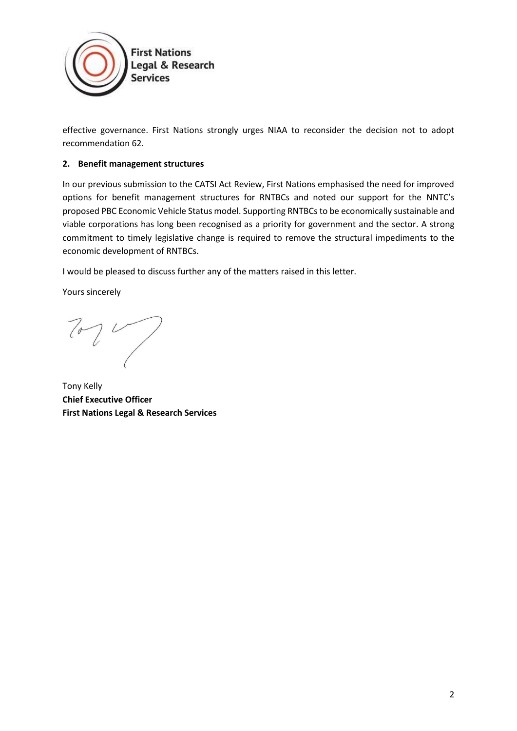effective governance. First Nations strongly urges NIAA to reconsider the decision not to adopt recommendation 62.

**2. Benefit management structures**

In our previous submission to the CATSI Act Review, First Nations emphasised the need for improved options for benefit management structures for RNTBCs and noted our support for the NNTC's proposed PBC Economic Vehicle Status model. Supporting RNTBCs to be economically sustainable and viable corporations has long been recognised as a priority for government and the sector. A strong commitment to timely legislative change is required to remove the structural impediments to the economic development of RNTBCs.

I would be pleased to discuss further any of the matters raised in this letter.

Yours sincerely

Tony Kelly
**Chief Executive Officer**
**First Nations Legal & Research Services**